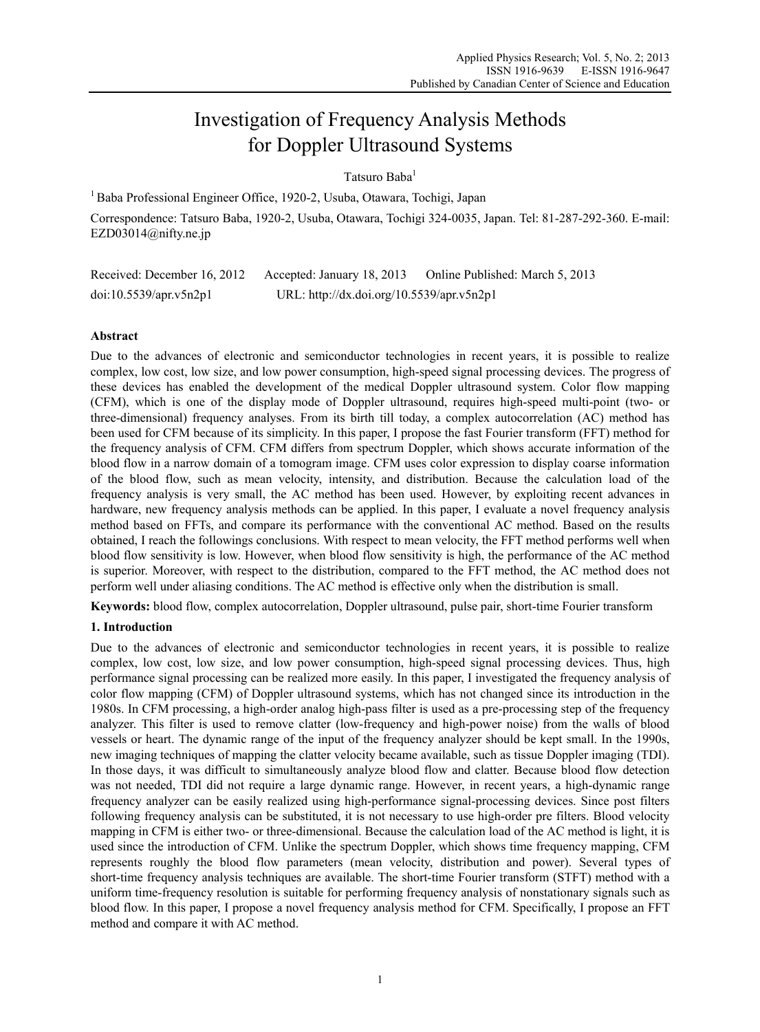# Investigation of Frequency Analysis Methods for Doppler Ultrasound Systems

Tatsuro Baba[1]

[1] Baba Professional Engineer Office, 1920-2, Usuba, Otawara, Tochigi, Japan

Correspondence: Tatsuro Baba, 1920-2, Usuba, Otawara, Tochigi 324-0035, Japan. Tel: 81-287-292-360. E-mail: EZD03014@nifty.ne.jp

Received: December 16, 2012    Accepted: January 18, 2013    Online Published: March 5, 2013

doi:10.5539/apr.v5n2p1    URL: http://dx.doi.org/10.5539/apr.v5n2p1

## Abstract

Due to the advances of electronic and semiconductor technologies in recent years, it is possible to realize complex, low cost, low size, and low power consumption, high-speed signal processing devices. The progress of these devices has enabled the development of the medical Doppler ultrasound system. Color flow mapping (CFM), which is one of the display mode of Doppler ultrasound, requires high-speed multi-point (two- or three-dimensional) frequency analyses. From its birth till today, a complex autocorrelation (AC) method has been used for CFM because of its simplicity. In this paper, I propose the fast Fourier transform (FFT) method for the frequency analysis of CFM. CFM differs from spectrum Doppler, which shows accurate information of the blood flow in a narrow domain of a tomogram image. CFM uses color expression to display coarse information of the blood flow, such as mean velocity, intensity, and distribution. Because the calculation load of the frequency analysis is very small, the AC method has been used. However, by exploiting recent advances in hardware, new frequency analysis methods can be applied. In this paper, I evaluate a novel frequency analysis method based on FFTs, and compare its performance with the conventional AC method. Based on the results obtained, I reach the followings conclusions. With respect to mean velocity, the FFT method performs well when blood flow sensitivity is low. However, when blood flow sensitivity is high, the performance of the AC method is superior. Moreover, with respect to the distribution, compared to the FFT method, the AC method does not perform well under aliasing conditions. The AC method is effective only when the distribution is small.

**Keywords:** blood flow, complex autocorrelation, Doppler ultrasound, pulse pair, short-time Fourier transform

## 1. Introduction

Due to the advances of electronic and semiconductor technologies in recent years, it is possible to realize complex, low cost, low size, and low power consumption, high-speed signal processing devices. Thus, high performance signal processing can be realized more easily. In this paper, I investigated the frequency analysis of color flow mapping (CFM) of Doppler ultrasound systems, which has not changed since its introduction in the 1980s. In CFM processing, a high-order analog high-pass filter is used as a pre-processing step of the frequency analyzer. This filter is used to remove clatter (low-frequency and high-power noise) from the walls of blood vessels or heart. The dynamic range of the input of the frequency analyzer should be kept small. In the 1990s, new imaging techniques of mapping the clatter velocity became available, such as tissue Doppler imaging (TDI). In those days, it was difficult to simultaneously analyze blood flow and clatter. Because blood flow detection was not needed, TDI did not require a large dynamic range. However, in recent years, a high-dynamic range frequency analyzer can be easily realized using high-performance signal-processing devices. Since post filters following frequency analysis can be substituted, it is not necessary to use high-order pre filters. Blood velocity mapping in CFM is either two- or three-dimensional. Because the calculation load of the AC method is light, it is used since the introduction of CFM. Unlike the spectrum Doppler, which shows time frequency mapping, CFM represents roughly the blood flow parameters (mean velocity, distribution and power). Several types of short-time frequency analysis techniques are available. The short-time Fourier transform (STFT) method with a uniform time-frequency resolution is suitable for performing frequency analysis of nonstationary signals such as blood flow. In this paper, I propose a novel frequency analysis method for CFM. Specifically, I propose an FFT method and compare it with AC method.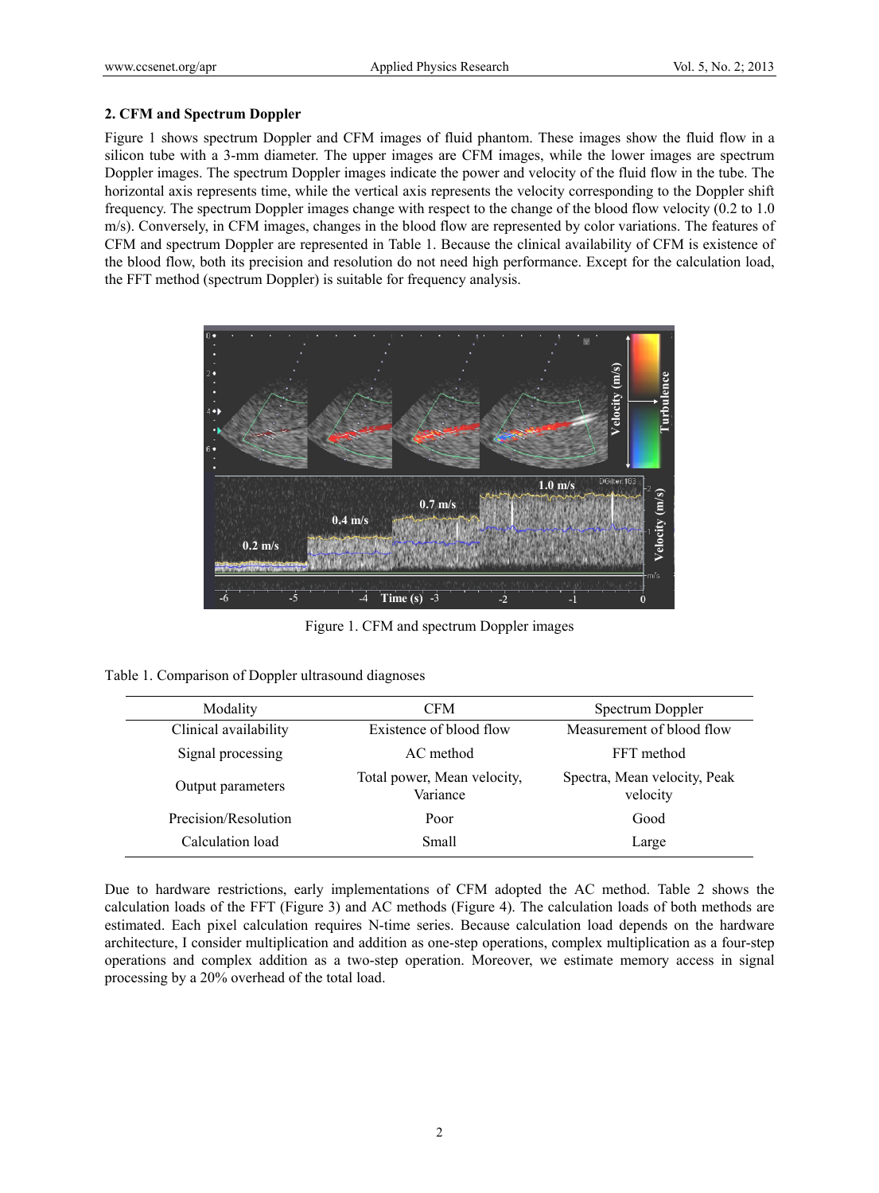## 2. CFM and Spectrum Doppler

Figure 1 shows spectrum Doppler and CFM images of fluid phantom. These images show the fluid flow in a silicon tube with a 3-mm diameter. The upper images are CFM images, while the lower images are spectrum Doppler images. The spectrum Doppler images indicate the power and velocity of the fluid flow in the tube. The horizontal axis represents time, while the vertical axis represents the velocity corresponding to the Doppler shift frequency. The spectrum Doppler images change with respect to the change of the blood flow velocity (0.2 to 1.0 m/s). Conversely, in CFM images, changes in the blood flow are represented by color variations. The features of CFM and spectrum Doppler are represented in Table 1. Because the clinical availability of CFM is existence of the blood flow, both its precision and resolution do not need high performance. Except for the calculation load, the FFT method (spectrum Doppler) is suitable for frequency analysis.

Figure 1. CFM and spectrum Doppler images

Table 1. Comparison of Doppler ultrasound diagnoses

| Modality | CFM | Spectrum Doppler |
| --- | --- | --- |
| Clinical availability | Existence of blood flow | Measurement of blood flow |
| Signal processing | AC method | FFT method |
| Output parameters | Total power, Mean velocity, Variance | Spectra, Mean velocity, Peak velocity |
| Precision/Resolution | Poor | Good |
| Calculation load | Small | Large |

Due to hardware restrictions, early implementations of CFM adopted the AC method. Table 2 shows the calculation loads of the FFT (Figure 3) and AC methods (Figure 4). The calculation loads of both methods are estimated. Each pixel calculation requires N-time series. Because calculation load depends on the hardware architecture, I consider multiplication and addition as one-step operations, complex multiplication as a four-step operations and complex addition as a two-step operation. Moreover, we estimate memory access in signal processing by a 20% overhead of the total load.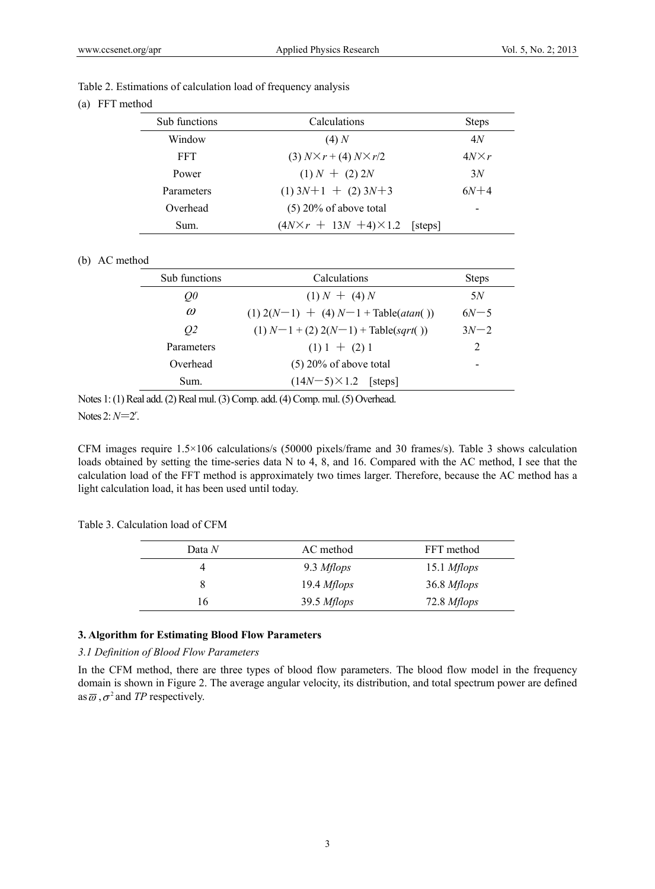Table 2. Estimations of calculation load of frequency analysis

(a) FFT method

| Sub functions | Calculations | Steps |
|---|---|---|
| Window | (4) $N$ | $4N$ |
| FFT | (3) $N \times r$ + (4) $N \times r/2$ | $4N \times r$ |
| Power | (1) $N$ + (2) $2N$ | $3N$ |
| Parameters | (1) $3N+1$ + (2) $3N+3$ | $6N+4$ |
| Overhead | (5) 20% of above total | - |
| Sum. | $(4N \times r + 13N + 4) \times 1.2$ [steps] | |

(b) AC method

| Sub functions | Calculations | Steps |
|---|---|---|
| $Q0$ | (1) $N$ + (4) $N$ | $5N$ |
| $\omega$ | (1) $2(N-1)$ + (4) $N-1$ + Table(*atan*( )) | $6N-5$ |
| $Q2$ | (1) $N-1$ + (2) $2(N-1)$ + Table(*sqrt*( )) | $3N-2$ |
| Parameters | (1) 1 + (2) 1 | 2 |
| Overhead | (5) 20% of above total | - |
| Sum. | $(14N-5) \times 1.2$ [steps] | |

Notes 1: (1) Real add. (2) Real mul. (3) Comp. add. (4) Comp. mul. (5) Overhead.

Notes 2: $N=2^r$.

CFM images require 1.5×106 calculations/s (50000 pixels/frame and 30 frames/s). Table 3 shows calculation loads obtained by setting the time-series data N to 4, 8, and 16. Compared with the AC method, I see that the calculation load of the FFT method is approximately two times larger. Therefore, because the AC method has a light calculation load, it has been used until today.

Table 3. Calculation load of CFM

| Data $N$ | AC method | FFT method |
|---|---|---|
| 4 | 9.3 *Mflops* | 15.1 *Mflops* |
| 8 | 19.4 *Mflops* | 36.8 *Mflops* |
| 16 | 39.5 *Mflops* | 72.8 *Mflops* |

### 3. Algorithm for Estimating Blood Flow Parameters

#### *3.1 Definition of Blood Flow Parameters*

In the CFM method, there are three types of blood flow parameters. The blood flow model in the frequency domain is shown in Figure 2. The average angular velocity, its distribution, and total spectrum power are defined as $\overline{\omega}$, $\sigma^2$ and *TP* respectively.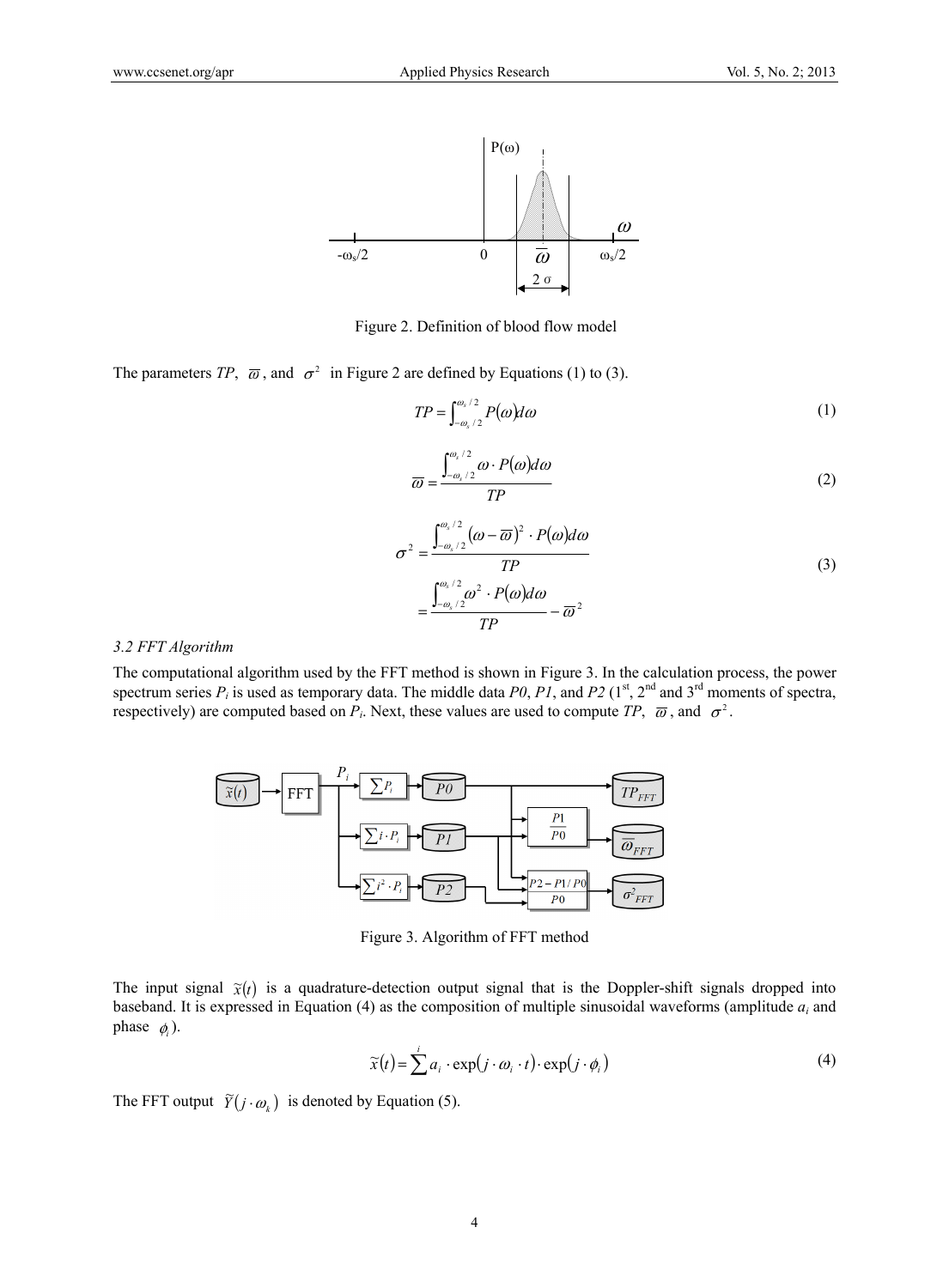Figure 2. Definition of blood flow model

The parameters $TP$, $\overline{\omega}$, and $\sigma^2$ in Figure 2 are defined by Equations (1) to (3).

$$TP = \int_{-\omega_s/2}^{\omega_s/2} P(\omega)d\omega \tag{1}$$

$$\overline{\omega} = \frac{\int_{-\omega_s/2}^{\omega_s/2} \omega \cdot P(\omega)d\omega}{TP} \tag{2}$$

$$\sigma^2 = \frac{\int_{-\omega_s/2}^{\omega_s/2} (\omega - \overline{\omega})^2 \cdot P(\omega)d\omega}{TP} = \frac{\int_{-\omega_s/2}^{\omega_s/2} \omega^2 \cdot P(\omega)d\omega}{TP} - \overline{\omega}^2 \tag{3}$$

### 3.2 FFT Algorithm

The computational algorithm used by the FFT method is shown in Figure 3. In the calculation process, the power spectrum series $P_i$ is used as temporary data. The middle data $P0$, $P1$, and $P2$ (1st, 2nd and 3rd moments of spectra, respectively) are computed based on $P_i$. Next, these values are used to compute $TP$, $\overline{\omega}$, and $\sigma^2$.

Figure 3. Algorithm of FFT method

The input signal $\tilde{x}(t)$ is a quadrature-detection output signal that is the Doppler-shift signals dropped into baseband. It is expressed in Equation (4) as the composition of multiple sinusoidal waveforms (amplitude $a_i$ and phase $\phi_i$).

$$\tilde{x}(t) = \sum^{i} a_i \cdot \exp(j \cdot \omega_i \cdot t) \cdot \exp(j \cdot \phi_i) \tag{4}$$

The FFT output $\tilde{Y}(j \cdot \omega_k)$ is denoted by Equation (5).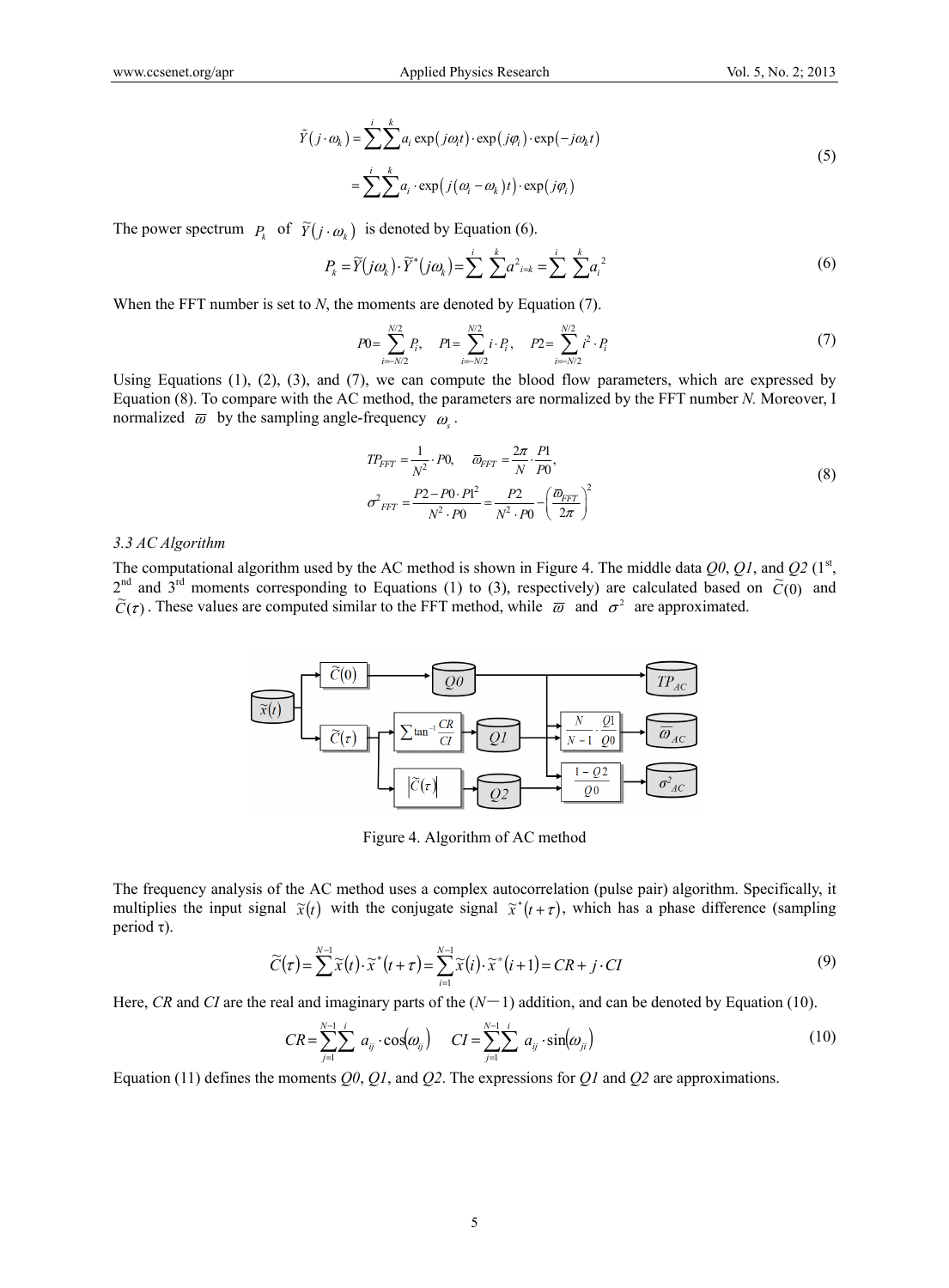$$\tilde{Y}(j \cdot \omega_k) = \sum^{i} \sum^{k} a_i \exp(j\omega_i t) \cdot \exp(j\varphi_i) \cdot \exp(-j\omega_k t)$$
$$= \sum^{i} \sum^{k} a_i \cdot \exp(j(\omega_i - \omega_k)t) \cdot \exp(j\varphi_i) \tag{5}$$

The power spectrum $P_k$ of $\tilde{Y}(j \cdot \omega_k)$ is denoted by Equation (6).

$$P_k = \tilde{Y}(j\omega_k) \cdot \tilde{Y}^*(j\omega_k) = \sum^{i} \sum^{k} a^2_{i=k} = \sum^{i} \sum^{k} a_i^{\,2} \tag{6}$$

When the FFT number is set to $N$, the moments are denoted by Equation (7).

$$P0 = \sum_{i=-N/2}^{N/2} P_i, \quad P1 = \sum_{i=-N/2}^{N/2} i \cdot P_i, \quad P2 = \sum_{i=-N/2}^{N/2} i^2 \cdot P_i \tag{7}$$

Using Equations (1), (2), (3), and (7), we can compute the blood flow parameters, which are expressed by Equation (8). To compare with the AC method, the parameters are normalized by the FFT number $N$. Moreover, I normalized $\varpi$ by the sampling angle-frequency $\omega_s$.

$$TP_{FFT} = \frac{1}{N^2} \cdot P0, \quad \varpi_{FFT} = \frac{2\pi}{N} \cdot \frac{P1}{P0},$$
$$\sigma^2{}_{FFT} = \frac{P2 - P0 \cdot P1^2}{N^2 \cdot P0} = \frac{P2}{N^2 \cdot P0} - \left(\frac{\varpi_{FFT}}{2\pi}\right)^2 \tag{8}$$

### 3.3 AC Algorithm

The computational algorithm used by the AC method is shown in Figure 4. The middle data $Q0$, $Q1$, and $Q2$ (1st, 2nd and 3rd moments corresponding to Equations (1) to (3), respectively) are calculated based on $\tilde{C}(0)$ and $\tilde{C}(\tau)$. These values are computed similar to the FFT method, while $\varpi$ and $\sigma^2$ are approximated.

Figure 4. Algorithm of AC method

The frequency analysis of the AC method uses a complex autocorrelation (pulse pair) algorithm. Specifically, it multiplies the input signal $\tilde{x}(t)$ with the conjugate signal $\tilde{x}^*(t+\tau)$, which has a phase difference (sampling period τ).

$$\tilde{C}(\tau) = \sum^{N-1} \tilde{x}(t) \cdot \tilde{x}^*(t+\tau) = \sum_{i=1}^{N-1} \tilde{x}(i) \cdot \tilde{x}^*(i+1) = CR + j \cdot CI \tag{9}$$

Here, $CR$ and $CI$ are the real and imaginary parts of the ($N-1$) addition, and can be denoted by Equation (10).

$$CR = \sum_{j=1}^{N-1} \sum^{i} a_{ij} \cdot \cos(\omega_{ij}) \qquad CI = \sum_{j=1}^{N-1} \sum^{i} a_{ij} \cdot \sin(\omega_{ji}) \tag{10}$$

Equation (11) defines the moments $Q0$, $Q1$, and $Q2$. The expressions for $Q1$ and $Q2$ are approximations.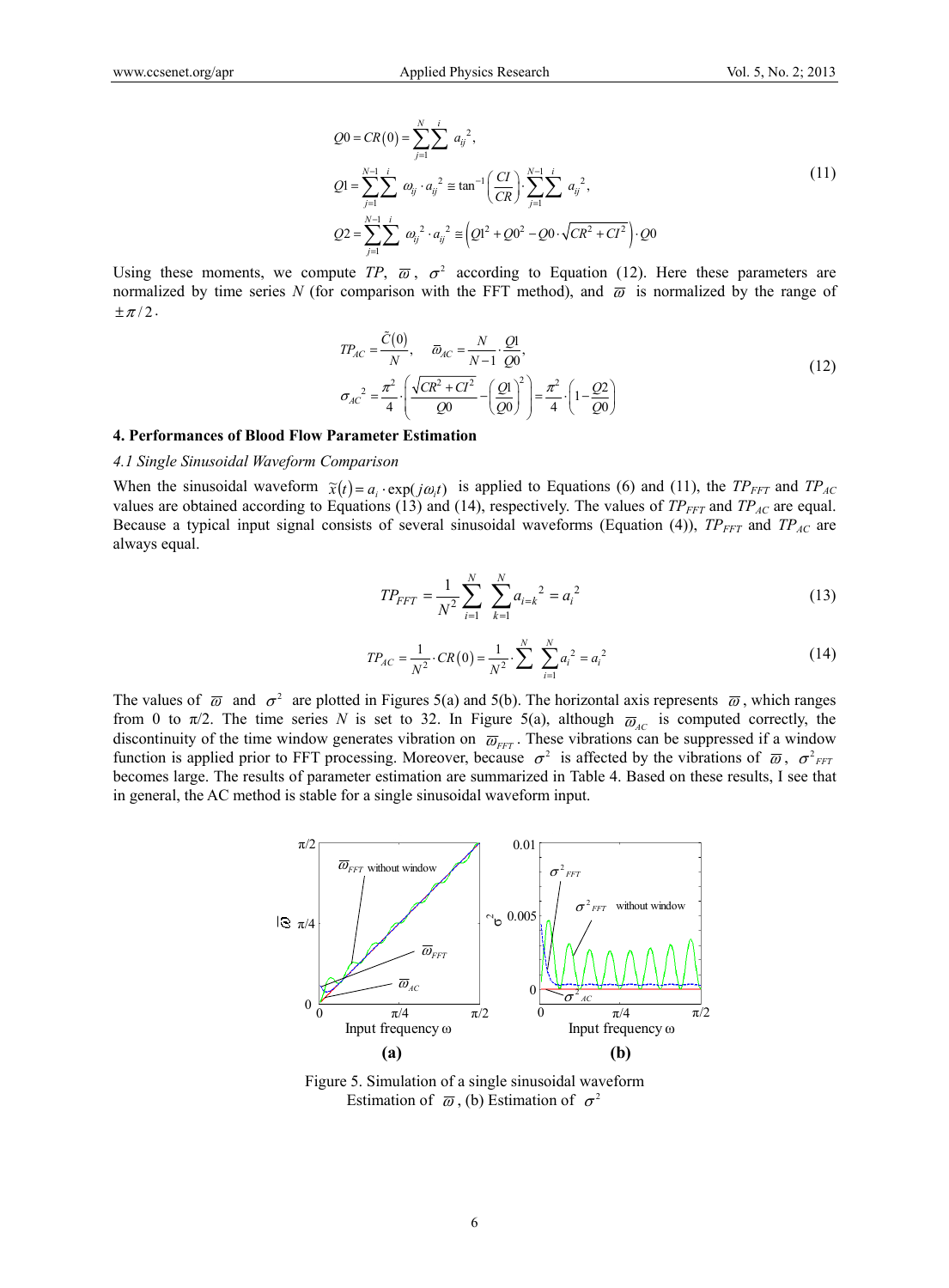$$
\begin{aligned}
Q0 &= CR(0) = \sum_{j=1}^{N} \sum^{i} a_{ij}^{2}, \\
Q1 &= \sum_{j=1}^{N-1} \sum^{i} \omega_{ij} \cdot a_{ij}^{2} \cong \tan^{-1}\left(\frac{CI}{CR}\right) \cdot \sum_{j=1}^{N-1} \sum^{i} a_{ij}^{2}, \\
Q2 &= \sum_{j=1}^{N-1} \sum^{i} \omega_{ij}^{2} \cdot a_{ij}^{2} \cong \left(Q1^{2} + Q0^{2} - Q0 \cdot \sqrt{CR^{2} + CI^{2}}\right) \cdot Q0
\end{aligned}
\tag{11}
$$

Using these moments, we compute $TP$, $\varpi$, $\sigma^2$ according to Equation (12). Here these parameters are normalized by time series $N$ (for comparison with the FFT method), and $\varpi$ is normalized by the range of $\pm\pi/2$.

$$
TP_{AC} = \frac{\tilde{C}(0)}{N}, \quad \varpi_{AC} = \frac{N}{N-1} \cdot \frac{Q1}{Q0},
$$

$$
\sigma_{AC}^{2} = \frac{\pi^{2}}{4} \cdot \left( \frac{\sqrt{CR^{2} + CI^{2}}}{Q0} - \left(\frac{Q1}{Q0}\right)^{2} \right) = \frac{\pi^{2}}{4} \cdot \left(1 - \frac{Q2}{Q0}\right)
\tag{12}
$$

## 4. Performances of Blood Flow Parameter Estimation

### 4.1 Single Sinusoidal Waveform Comparison

When the sinusoidal waveform $\tilde{x}(t) = a_i \cdot \exp(j\omega_i t)$ is applied to Equations (6) and (11), the $TP_{FFT}$ and $TP_{AC}$ values are obtained according to Equations (13) and (14), respectively. The values of $TP_{FFT}$ and $TP_{AC}$ are equal. Because a typical input signal consists of several sinusoidal waveforms (Equation (4)), $TP_{FFT}$ and $TP_{AC}$ are always equal.

$$
TP_{FFT} = \frac{1}{N^{2}} \sum_{i=1}^{N} \sum_{k=1}^{N} a_{i=k}^{2} = a_{i}^{2}
\tag{13}
$$

$$
TP_{AC} = \frac{1}{N^{2}} \cdot CR(0) = \frac{1}{N^{2}} \cdot \sum^{N} \sum_{i=1}^{N} a_{i}^{2} = a_{i}^{2}
\tag{14}
$$

The values of $\varpi$ and $\sigma^2$ are plotted in Figures 5(a) and 5(b). The horizontal axis represents $\varpi$, which ranges from 0 to π/2. The time series $N$ is set to 32. In Figure 5(a), although $\varpi_{AC}$ is computed correctly, the discontinuity of the time window generates vibration on $\varpi_{FFT}$. These vibrations can be suppressed if a window function is applied prior to FFT processing. Moreover, because $\sigma^2$ is affected by the vibrations of $\varpi$, $\sigma^2_{FFT}$ becomes large. The results of parameter estimation are summarized in Table 4. Based on these results, I see that in general, the AC method is stable for a single sinusoidal waveform input.

Figure 5. Simulation of a single sinusoidal waveform
Estimation of $\varpi$, (b) Estimation of $\sigma^2$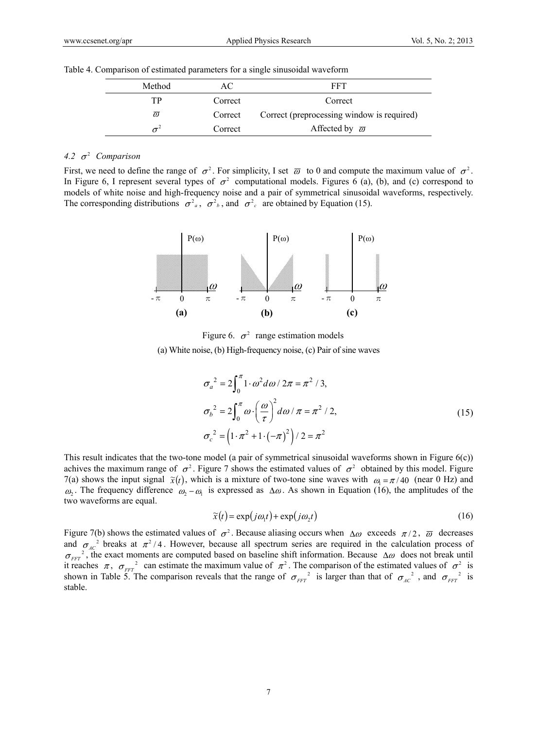Table 4. Comparison of estimated parameters for a single sinusoidal waveform

| Method | AC | FFT |
|---|---|---|
| TP | Correct | Correct |
| $\varpi$ | Correct | Correct (preprocessing window is required) |
| $\sigma^2$ | Correct | Affected by $\varpi$ |

### 4.2 $\sigma^2$ Comparison

First, we need to define the range of $\sigma^2$. For simplicity, I set $\varpi$ to 0 and compute the maximum value of $\sigma^2$. In Figure 6, I represent several types of $\sigma^2$ computational models. Figures 6 (a), (b), and (c) correspond to models of white noise and high-frequency noise and a pair of symmetrical sinusoidal waveforms, respectively. The corresponding distributions $\sigma^2{}_a$, $\sigma^2{}_b$, and $\sigma^2{}_c$ are obtained by Equation (15).

Figure 6. $\sigma^2$ range estimation models

(a) White noise, (b) High-frequency noise, (c) Pair of sine waves

$$
\begin{aligned}
\sigma_a{}^2 &= 2\int_0^{\pi} 1 \cdot \omega^2 d\omega / 2\pi = \pi^2 / 3, \\
\sigma_b{}^2 &= 2\int_0^{\pi} \omega \cdot \left(\frac{\omega}{\tau}\right)^2 d\omega / \pi = \pi^2 / 2, \\
\sigma_c{}^2 &= \left(1 \cdot \pi^2 + 1 \cdot (-\pi)^2\right) / 2 = \pi^2
\end{aligned}
\tag{15}
$$

This result indicates that the two-tone model (a pair of symmetrical sinusoidal waveforms shown in Figure 6(c)) achives the maximum range of $\sigma^2$. Figure 7 shows the estimated values of $\sigma^2$ obtained by this model. Figure 7(a) shows the input signal $\tilde{x}(t)$, which is a mixture of two-tone sine waves with $\omega_1 = \pi/40$ (near 0 Hz) and $\omega_2$. The frequency difference $\omega_2 - \omega_1$ is expressed as $\Delta\omega$. As shown in Equation (16), the amplitudes of the two waveforms are equal.

$$
\tilde{x}(t) = \exp(j\omega_1 t) + \exp(j\omega_2 t) \tag{16}
$$

Figure 7(b) shows the estimated values of $\sigma^2$. Because aliasing occurs when $\Delta\omega$ exceeds $\pi/2$, $\varpi$ decreases and $\sigma_{AC}{}^2$ breaks at $\pi^2/4$. However, because all spectrum series are required in the calculation process of $\sigma_{FFT}{}^2$, the exact moments are computed based on baseline shift information. Because $\Delta\omega$ does not break until it reaches $\pi$, $\sigma_{FFT}{}^2$ can estimate the maximum value of $\pi^2$. The comparison of the estimated values of $\sigma^2$ is shown in Table 5. The comparison reveals that the range of $\sigma_{FFT}{}^2$ is larger than that of $\sigma_{AC}{}^2$, and $\sigma_{FFT}{}^2$ is stable.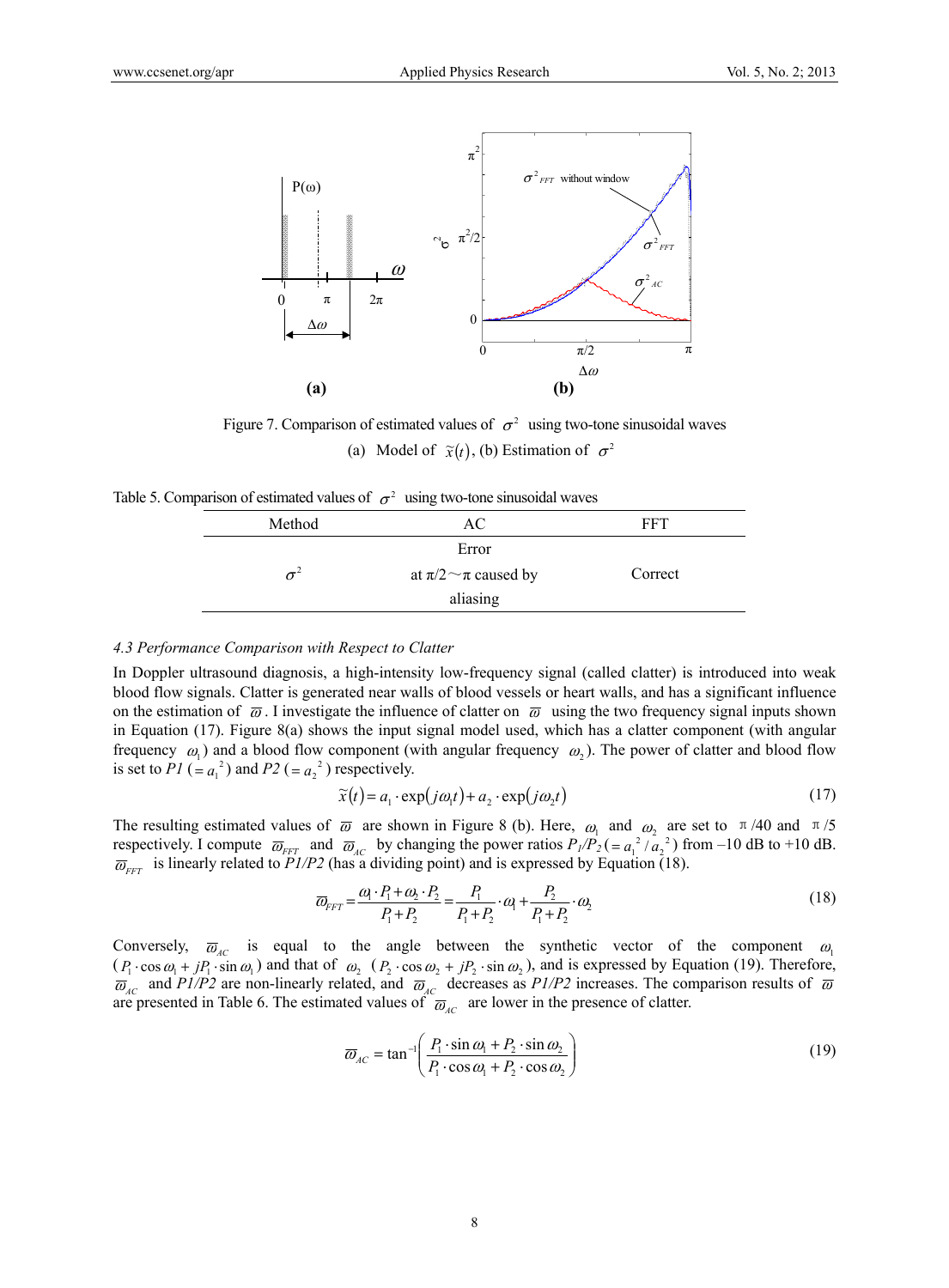Figure 7. Comparison of estimated values of $\sigma^2$ using two-tone sinusoidal waves

(a) Model of $\tilde{x}(t)$, (b) Estimation of $\sigma^2$

Table 5. Comparison of estimated values of $\sigma^2$ using two-tone sinusoidal waves

| Method | AC | FFT |
|---|---|---|
| $\sigma^2$ | Error at $\pi/2 \sim \pi$ caused by aliasing | Correct |

### 4.3 Performance Comparison with Respect to Clatter

In Doppler ultrasound diagnosis, a high-intensity low-frequency signal (called clatter) is introduced into weak blood flow signals. Clatter is generated near walls of blood vessels or heart walls, and has a significant influence on the estimation of $\varpi$. I investigate the influence of clatter on $\varpi$ using the two frequency signal inputs shown in Equation (17). Figure 8(a) shows the input signal model used, which has a clatter component (with angular frequency $\omega_1$) and a blood flow component (with angular frequency $\omega_2$). The power of clatter and blood flow is set to $P1$ ($= a_1^2$) and $P2$ ($= a_2^2$) respectively.

$$\tilde{x}(t) = a_1 \cdot \exp(j\omega_1 t) + a_2 \cdot \exp(j\omega_2 t) \tag{17}$$

The resulting estimated values of $\varpi$ are shown in Figure 8 (b). Here, $\omega_1$ and $\omega_2$ are set to $\pi/40$ and $\pi/5$ respectively. I compute $\varpi_{FFT}$ and $\varpi_{AC}$ by changing the power ratios $P_1/P_2$ ($= a_1^2/a_2^2$) from –10 dB to +10 dB. $\varpi_{FFT}$ is linearly related to $P1/P2$ (has a dividing point) and is expressed by Equation (18).

$$\varpi_{FFT} = \frac{\omega_1 \cdot P_1 + \omega_2 \cdot P_2}{P_1 + P_2} = \frac{P_1}{P_1 + P_2} \cdot \omega_1 + \frac{P_2}{P_1 + P_2} \cdot \omega_2 \tag{18}$$

Conversely, $\varpi_{AC}$ is equal to the angle between the synthetic vector of the component $\omega_1$ ($P_1 \cdot \cos\omega_1 + jP_1 \cdot \sin\omega_1$) and that of $\omega_2$ ($P_2 \cdot \cos\omega_2 + jP_2 \cdot \sin\omega_2$), and is expressed by Equation (19). Therefore, $\varpi_{AC}$ and $P1/P2$ are non-linearly related, and $\varpi_{AC}$ decreases as $P1/P2$ increases. The comparison results of $\varpi$ are presented in Table 6. The estimated values of $\varpi_{AC}$ are lower in the presence of clatter.

$$\varpi_{AC} = \tan^{-1}\left(\frac{P_1 \cdot \sin\omega_1 + P_2 \cdot \sin\omega_2}{P_1 \cdot \cos\omega_1 + P_2 \cdot \cos\omega_2}\right) \tag{19}$$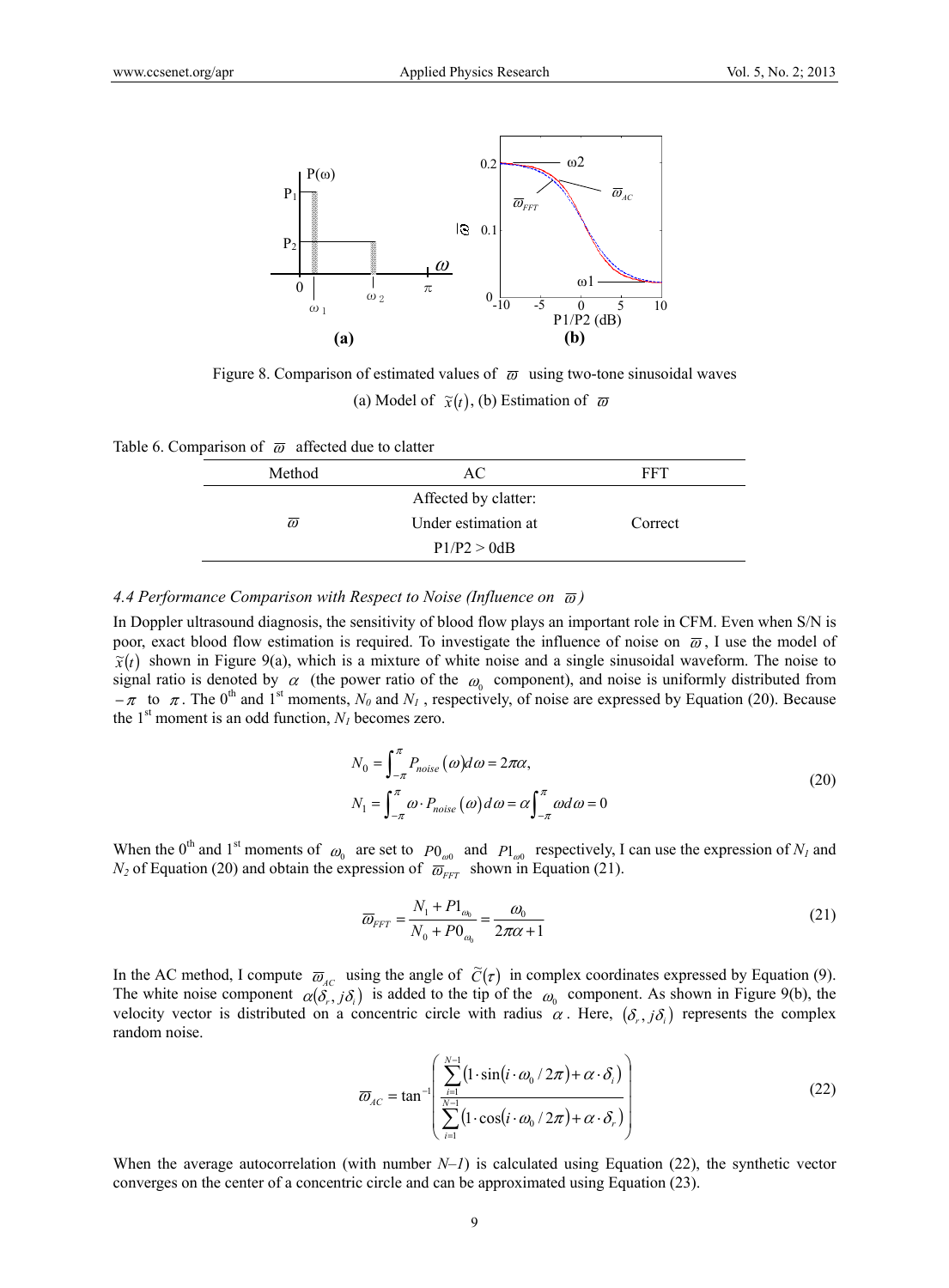Figure 8. Comparison of estimated values of $\varpi$ using two-tone sinusoidal waves

(a) Model of $\tilde{x}(t)$, (b) Estimation of $\varpi$

Table 6. Comparison of $\varpi$ affected due to clatter

| Method | AC | FFT |
|---|---|---|
| $\varpi$ | Affected by clatter: Under estimation at P1/P2 > 0dB | Correct |

### 4.4 Performance Comparison with Respect to Noise (Influence on $\varpi$)

In Doppler ultrasound diagnosis, the sensitivity of blood flow plays an important role in CFM. Even when S/N is poor, exact blood flow estimation is required. To investigate the influence of noise on $\varpi$, I use the model of $\tilde{x}(t)$ shown in Figure 9(a), which is a mixture of white noise and a single sinusoidal waveform. The noise to signal ratio is denoted by $\alpha$ (the power ratio of the $\omega_0$ component), and noise is uniformly distributed from $-\pi$ to $\pi$. The 0[th] and 1[st] moments, $N_0$ and $N_1$, respectively, of noise are expressed by Equation (20). Because the 1[st] moment is an odd function, $N_1$ becomes zero.

$$
\begin{aligned}
N_0 &= \int_{-\pi}^{\pi} P_{noise}(\omega)d\omega = 2\pi\alpha, \\
N_1 &= \int_{-\pi}^{\pi} \omega \cdot P_{noise}(\omega)\,d\omega = \alpha\int_{-\pi}^{\pi} \omega d\omega = 0
\end{aligned}
\tag{20}
$$

When the 0[th] and 1[st] moments of $\omega_0$ are set to $P0_{\omega 0}$ and $P1_{\omega 0}$ respectively, I can use the expression of $N_1$ and $N_2$ of Equation (20) and obtain the expression of $\varpi_{FFT}$ shown in Equation (21).

$$
\varpi_{FFT} = \frac{N_1 + P1_{\omega_0}}{N_0 + P0_{\omega_0}} = \frac{\omega_0}{2\pi\alpha + 1}
\tag{21}
$$

In the AC method, I compute $\varpi_{AC}$ using the angle of $\tilde{C}(\tau)$ in complex coordinates expressed by Equation (9). The white noise component $\alpha(\delta_r, j\delta_i)$ is added to the tip of the $\omega_0$ component. As shown in Figure 9(b), the velocity vector is distributed on a concentric circle with radius $\alpha$. Here, $(\delta_r, j\delta_i)$ represents the complex random noise.

$$
\varpi_{AC} = \tan^{-1}\left(\frac{\sum_{i=1}^{N-1}\left(1\cdot\sin(i\cdot\omega_0/2\pi) + \alpha\cdot\delta_i\right)}{\sum_{i=1}^{N-1}\left(1\cdot\cos(i\cdot\omega_0/2\pi) + \alpha\cdot\delta_r\right)}\right)
\tag{22}
$$

When the average autocorrelation (with number $N-1$) is calculated using Equation (22), the synthetic vector converges on the center of a concentric circle and can be approximated using Equation (23).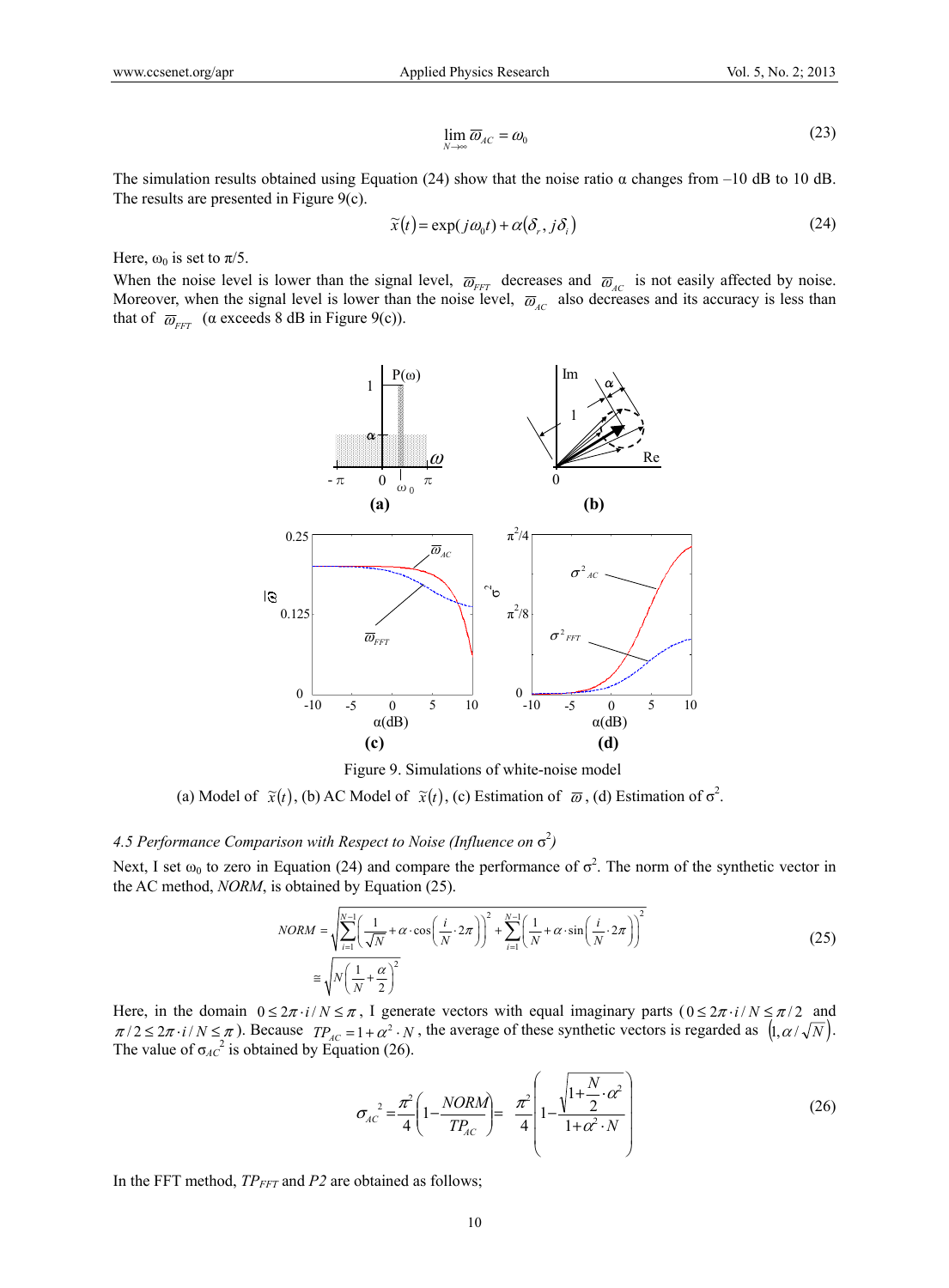$$\lim_{N \to \infty} \overline{\omega}_{AC} = \omega_0 \tag{23}$$

The simulation results obtained using Equation (24) show that the noise ratio α changes from –10 dB to 10 dB. The results are presented in Figure 9(c).

$$\tilde{x}(t) = \exp(j\omega_0 t) + \alpha(\delta_r, j\delta_i) \tag{24}$$

Here, $\omega_0$ is set to $\pi/5$.

When the noise level is lower than the signal level, $\overline{\omega}_{FFT}$ decreases and $\overline{\omega}_{AC}$ is not easily affected by noise. Moreover, when the signal level is lower than the noise level, $\overline{\omega}_{AC}$ also decreases and its accuracy is less than that of $\overline{\omega}_{FFT}$ (α exceeds 8 dB in Figure 9(c)).

Figure 9. Simulations of white-noise model

(a) Model of $\tilde{x}(t)$, (b) AC Model of $\tilde{x}(t)$, (c) Estimation of $\overline{\omega}$, (d) Estimation of $\sigma^2$.

### 4.5 Performance Comparison with Respect to Noise (Influence on $\sigma^2$)

Next, I set $\omega_0$ to zero in Equation (24) and compare the performance of $\sigma^2$. The norm of the synthetic vector in the AC method, *NORM*, is obtained by Equation (25).

$$NORM = \sqrt{\sum_{i=1}^{N-1}\left(\frac{1}{\sqrt{N}} + \alpha \cdot \cos\left(\frac{i}{N} \cdot 2\pi\right)\right)^2 + \sum_{i=1}^{N-1}\left(\frac{1}{N} + \alpha \cdot \sin\left(\frac{i}{N} \cdot 2\pi\right)\right)^2}$$
$$\cong \sqrt{N\left(\frac{1}{N} + \frac{\alpha}{2}\right)^2} \tag{25}$$

Here, in the domain $0 \le 2\pi \cdot i / N \le \pi$, I generate vectors with equal imaginary parts ($0 \le 2\pi \cdot i / N \le \pi/2$ and $\pi/2 \le 2\pi \cdot i / N \le \pi$). Because $TP_{AC} = 1 + \alpha^2 \cdot N$, the average of these synthetic vectors is regarded as $(1, \alpha/\sqrt{N})$. The value of $\sigma_{AC}^2$ is obtained by Equation (26).

$$\sigma_{AC}^2 = \frac{\pi^2}{4}\left(1 - \frac{NORM}{TP_{AC}}\right) = \frac{\pi^2}{4}\left(1 - \frac{\sqrt{1 + \frac{N}{2} \cdot \alpha^2}}{1 + \alpha^2 \cdot N}\right) \tag{26}$$

In the FFT method, $TP_{FFT}$ and $P2$ are obtained as follows;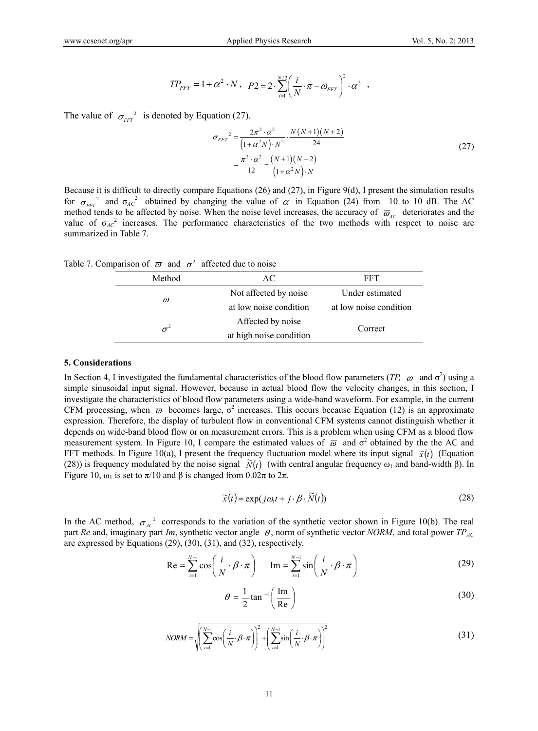$$TP_{FFT} = 1 + \alpha^2 \cdot N \ , \quad P2 = 2 \cdot \sum_{i=1}^{N/2} \left( \frac{i}{N} \cdot \pi - \varpi_{FFT} \right)^2 \cdot \alpha^2 \quad ,$$

The value of $\sigma_{FFT}{}^2$ is denoted by Equation (27).

$$\begin{aligned} \sigma_{FFT}{}^2 &= \frac{2\pi^2 \cdot \alpha^2}{\left(1+\alpha^2 N\right) \cdot N^2} \cdot \frac{N\left(N+1\right)\left(N+2\right)}{24} \\ &= \frac{\pi^2 \cdot \alpha^2}{12} - \frac{\left(N+1\right)\left(N+2\right)}{\left(1+\alpha^2 N\right) \cdot N} \end{aligned} \tag{27}$$

Because it is difficult to directly compare Equations (26) and (27), in Figure 9(d), I present the simulation results for $\sigma_{FFT}{}^2$ and $\sigma_{AC}{}^2$ obtained by changing the value of $\alpha$ in Equation (24) from –10 to 10 dB. The AC method tends to be affected by noise. When the noise level increases, the accuracy of $\varpi_{AC}$ deteriorates and the value of $\sigma_{AC}{}^2$ increases. The performance characteristics of the two methods with respect to noise are summarized in Table 7.

Table 7. Comparison of $\varpi$ and $\sigma^2$ affected due to noise

| Method | AC | FFT |
| --- | --- | --- |
| $\varpi$ | Not affected by noise at low noise condition | Under estimated at low noise condition |
| $\sigma^2$ | Affected by noise at high noise condition | Correct |

### 5. Considerations

In Section 4, I investigated the fundamental characteristics of the blood flow parameters (*TP,* $\varpi$ and $\sigma^2$) using a simple sinusoidal input signal. However, because in actual blood flow the velocity changes, in this section, I investigate the characteristics of blood flow parameters using a wide-band waveform. For example, in the current CFM processing, when $\varpi$ becomes large, $\sigma^2$ increases. This occurs because Equation (12) is an approximate expression. Therefore, the display of turbulent flow in conventional CFM systems cannot distinguish whether it depends on wide-band blood flow or on measurement errors. This is a problem when using CFM as a blood flow measurement system. In Figure 10, I compare the estimated values of $\varpi$ and $\sigma^2$ obtained by the the AC and FFT methods. In Figure 10(a), I present the frequency fluctuation model where its input signal $\tilde{x}(t)$ (Equation (28)) is frequency modulated by the noise signal $\tilde{N}(t)$ (with central angular frequency $\omega_1$ and band-width $\beta$). In Figure 10, $\omega_1$ is set to $\pi/10$ and $\beta$ is changed from $0.02\pi$ to $2\pi$.

$$\tilde{x}(t) = \exp(j\omega_1 t + j \cdot \beta \cdot \tilde{N}(t)) \tag{28}$$

In the AC method, $\sigma_{AC}{}^2$ corresponds to the variation of the synthetic vector shown in Figure 10(b). The real part *Re* and, imaginary part *Im*, synthetic vector angle $\theta$, norm of synthetic vector *NORM*, and total power $TP_{AC}$ are expressed by Equations (29), (30), (31), and (32), respectively.

$$\mathrm{Re} = \sum_{i=1}^{N-1} \cos\left( \frac{i}{N} \cdot \beta \cdot \pi \right) \qquad \mathrm{Im} = \sum_{i=1}^{N-1} \sin\left( \frac{i}{N} \cdot \beta \cdot \pi \right) \tag{29}$$

$$\theta = \frac{1}{2} \tan^{-1}\left( \frac{\mathrm{Im}}{\mathrm{Re}} \right) \tag{30}$$

$$NORM = \sqrt{\left( \sum_{i=1}^{N-1} \cos\left( \frac{i}{N} \cdot \beta \cdot \pi \right) \right)^2 + \left( \sum_{i=1}^{N-1} \sin\left( \frac{i}{N} \cdot \beta \cdot \pi \right) \right)^2} \tag{31}$$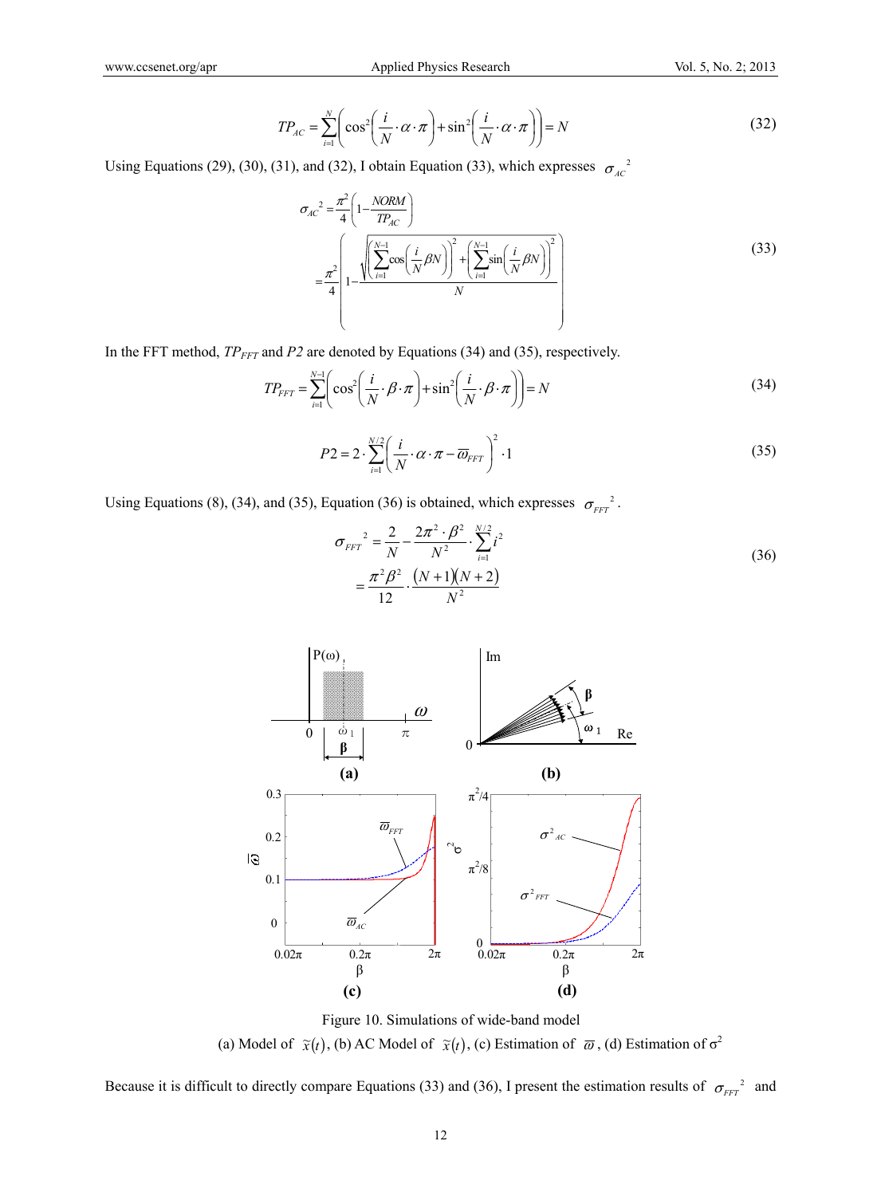$$TP_{AC} = \sum_{i=1}^{N} \left( \cos^2\left( \frac{i}{N} \cdot \alpha \cdot \pi \right) + \sin^2\left( \frac{i}{N} \cdot \alpha \cdot \pi \right) \right) = N \tag{32}$$

Using Equations (29), (30), (31), and (32), I obtain Equation (33), which expresses $\sigma_{AC}{}^2$

$$\begin{aligned} \sigma_{AC}{}^2 &= \frac{\pi^2}{4}\left(1 - \frac{NORM}{TP_{AC}}\right) \\ &= \frac{\pi^2}{4}\left(1 - \frac{\sqrt{\left(\sum_{i=1}^{N-1}\cos\left(\frac{i}{N}\beta N\right)\right)^2 + \left(\sum_{i=1}^{N-1}\sin\left(\frac{i}{N}\beta N\right)\right)^2}}{N}\right) \end{aligned} \tag{33}$$

In the FFT method, $TP_{FFT}$ and $P2$ are denoted by Equations (34) and (35), respectively.

$$TP_{FFT} = \sum_{i=1}^{N-1} \left( \cos^2\left( \frac{i}{N} \cdot \beta \cdot \pi \right) + \sin^2\left( \frac{i}{N} \cdot \beta \cdot \pi \right) \right) = N \tag{34}$$

$$P2 = 2 \cdot \sum_{i=1}^{N/2} \left( \frac{i}{N} \cdot \alpha \cdot \pi - \overline{\omega}_{FFT} \right)^2 \cdot 1 \tag{35}$$

Using Equations (8), (34), and (35), Equation (36) is obtained, which expresses $\sigma_{FFT}{}^2$.

$$\begin{aligned} \sigma_{FFT}{}^2 &= \frac{2}{N} - \frac{2\pi^2 \cdot \beta^2}{N^2} \cdot \sum_{i=1}^{N/2} i^2 \\ &= \frac{\pi^2 \beta^2}{12} \cdot \frac{(N+1)(N+2)}{N^2} \end{aligned} \tag{36}$$

Figure 10. Simulations of wide-band model

(a) Model of $\tilde{x}(t)$, (b) AC Model of $\tilde{x}(t)$, (c) Estimation of $\overline{\omega}$, (d) Estimation of $\sigma^2$

Because it is difficult to directly compare Equations (33) and (36), I present the estimation results of $\sigma_{FFT}{}^2$ and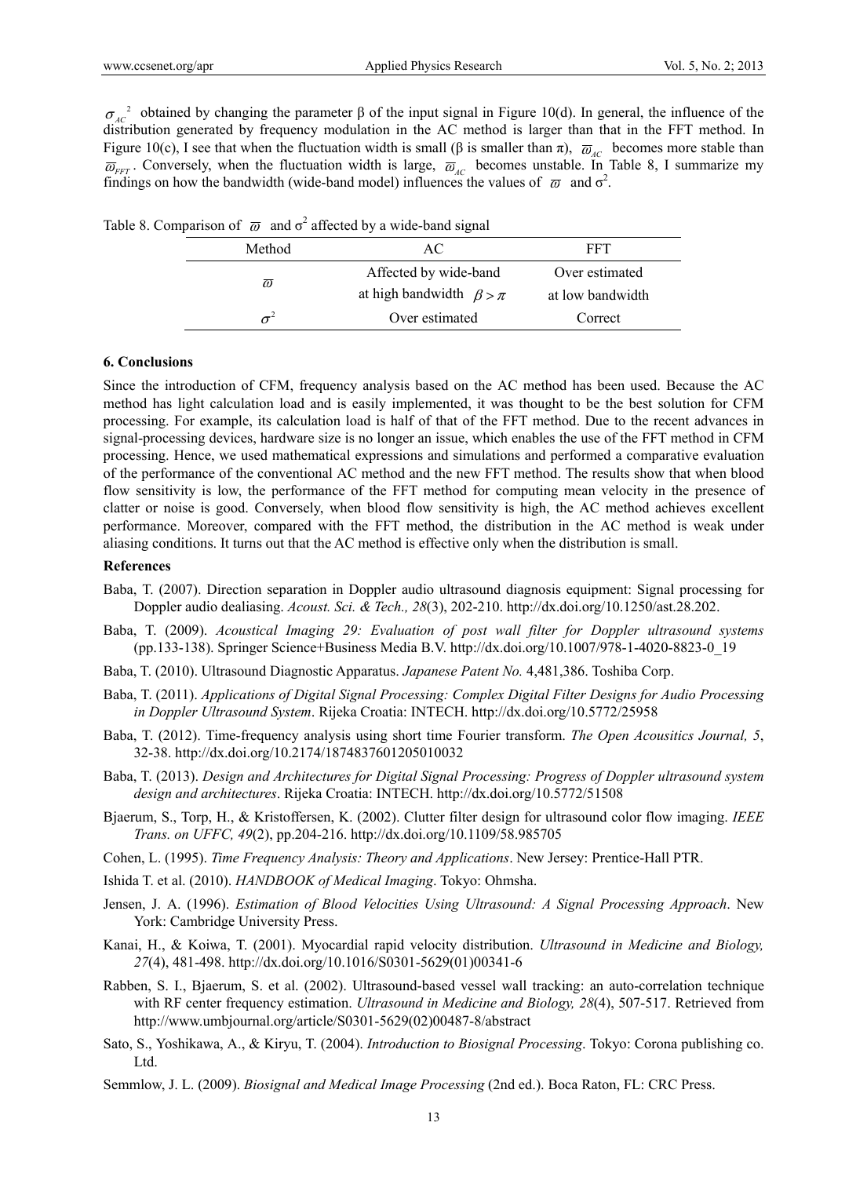$\sigma_{AC}^{\ 2}$ obtained by changing the parameter β of the input signal in Figure 10(d). In general, the influence of the distribution generated by frequency modulation in the AC method is larger than that in the FFT method. In Figure 10(c), I see that when the fluctuation width is small (β is smaller than π), $\varpi_{AC}$ becomes more stable than $\varpi_{FFT}$. Conversely, when the fluctuation width is large, $\varpi_{AC}$ becomes unstable. In Table 8, I summarize my findings on how the bandwidth (wide-band model) influences the values of $\varpi$ and $\sigma^2$.

Table 8. Comparison of $\varpi$ and $\sigma^2$ affected by a wide-band signal

| Method | AC | FFT |
|---|---|---|
| $\varpi$ | Affected by wide-band at high bandwidth $\beta > \pi$ | Over estimated at low bandwidth |
| $\sigma^2$ | Over estimated | Correct |

### 6. Conclusions

Since the introduction of CFM, frequency analysis based on the AC method has been used. Because the AC method has light calculation load and is easily implemented, it was thought to be the best solution for CFM processing. For example, its calculation load is half of that of the FFT method. Due to the recent advances in signal-processing devices, hardware size is no longer an issue, which enables the use of the FFT method in CFM processing. Hence, we used mathematical expressions and simulations and performed a comparative evaluation of the performance of the conventional AC method and the new FFT method. The results show that when blood flow sensitivity is low, the performance of the FFT method for computing mean velocity in the presence of clatter or noise is good. Conversely, when blood flow sensitivity is high, the AC method achieves excellent performance. Moreover, compared with the FFT method, the distribution in the AC method is weak under aliasing conditions. It turns out that the AC method is effective only when the distribution is small.

### References

Baba, T. (2007). Direction separation in Doppler audio ultrasound diagnosis equipment: Signal processing for Doppler audio dealiasing. *Acoust. Sci. & Tech., 28*(3), 202-210. http://dx.doi.org/10.1250/ast.28.202.

Baba, T. (2009). *Acoustical Imaging 29: Evaluation of post wall filter for Doppler ultrasound systems* (pp.133-138). Springer Science+Business Media B.V. http://dx.doi.org/10.1007/978-1-4020-8823-0_19

Baba, T. (2010). Ultrasound Diagnostic Apparatus. *Japanese Patent No.* 4,481,386. Toshiba Corp.

Baba, T. (2011). *Applications of Digital Signal Processing: Complex Digital Filter Designs for Audio Processing in Doppler Ultrasound System*. Rijeka Croatia: INTECH. http://dx.doi.org/10.5772/25958

Baba, T. (2012). Time-frequency analysis using short time Fourier transform. *The Open Acousitics Journal, 5*, 32-38. http://dx.doi.org/10.2174/1874837601205010032

Baba, T. (2013). *Design and Architectures for Digital Signal Processing: Progress of Doppler ultrasound system design and architectures*. Rijeka Croatia: INTECH. http://dx.doi.org/10.5772/51508

Bjaerum, S., Torp, H., & Kristoffersen, K. (2002). Clutter filter design for ultrasound color flow imaging. *IEEE Trans. on UFFC, 49*(2), pp.204-216. http://dx.doi.org/10.1109/58.985705

Cohen, L. (1995). *Time Frequency Analysis: Theory and Applications*. New Jersey: Prentice-Hall PTR.

Ishida T. et al. (2010). *HANDBOOK of Medical Imaging*. Tokyo: Ohmsha.

Jensen, J. A. (1996). *Estimation of Blood Velocities Using Ultrasound: A Signal Processing Approach*. New York: Cambridge University Press.

Kanai, H., & Koiwa, T. (2001). Myocardial rapid velocity distribution. *Ultrasound in Medicine and Biology, 27*(4), 481-498. http://dx.doi.org/10.1016/S0301-5629(01)00341-6

Rabben, S. I., Bjaerum, S. et al. (2002). Ultrasound-based vessel wall tracking: an auto-correlation technique with RF center frequency estimation. *Ultrasound in Medicine and Biology, 28*(4), 507-517. Retrieved from http://www.umbjournal.org/article/S0301-5629(02)00487-8/abstract

Sato, S., Yoshikawa, A., & Kiryu, T. (2004). *Introduction to Biosignal Processing*. Tokyo: Corona publishing co. Ltd.

Semmlow, J. L. (2009). *Biosignal and Medical Image Processing* (2nd ed.). Boca Raton, FL: CRC Press.